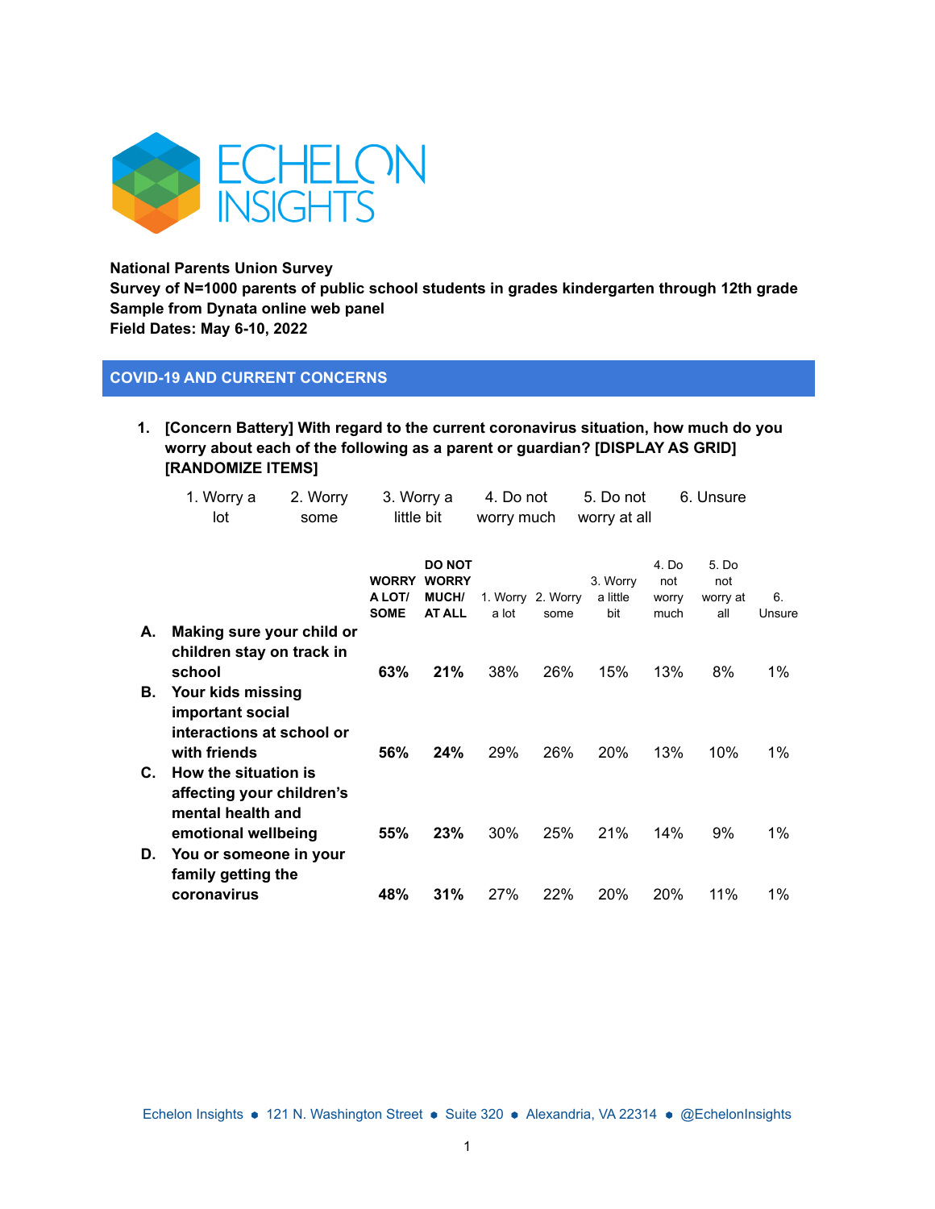**National Parents Union Survey**
**Survey of N=1000 parents of public school students in grades kindergarten through 12th grade**
**Sample from Dynata online web panel**
**Field Dates: May 6-10, 2022**

## COVID-19 AND CURRENT CONCERNS

1. **[Concern Battery] With regard to the current coronavirus situation, how much do you worry about each of the following as a parent or guardian? [DISPLAY AS GRID] [RANDOMIZE ITEMS]**

   1. Worry a lot    2. Worry some    3. Worry a little bit    4. Do not worry much    5. Do not worry at all    6. Unsure

| | WORRY A LOT/ SOME | DO NOT WORRY MUCH/ AT ALL | 1. Worry a lot | 2. Worry some | 3. Worry a little bit | 4. Do not worry much | 5. Do not worry at all | 6. Unsure |
|---|---|---|---|---|---|---|---|---|
| **A. Making sure your child or children stay on track in school** | **63%** | **21%** | 38% | 26% | 15% | 13% | 8% | 1% |
| **B. Your kids missing important social interactions at school or with friends** | **56%** | **24%** | 29% | 26% | 20% | 13% | 10% | 1% |
| **C. How the situation is affecting your children's mental health and emotional wellbeing** | **55%** | **23%** | 30% | 25% | 21% | 14% | 9% | 1% |
| **D. You or someone in your family getting the coronavirus** | **48%** | **31%** | 27% | 22% | 20% | 20% | 11% | 1% |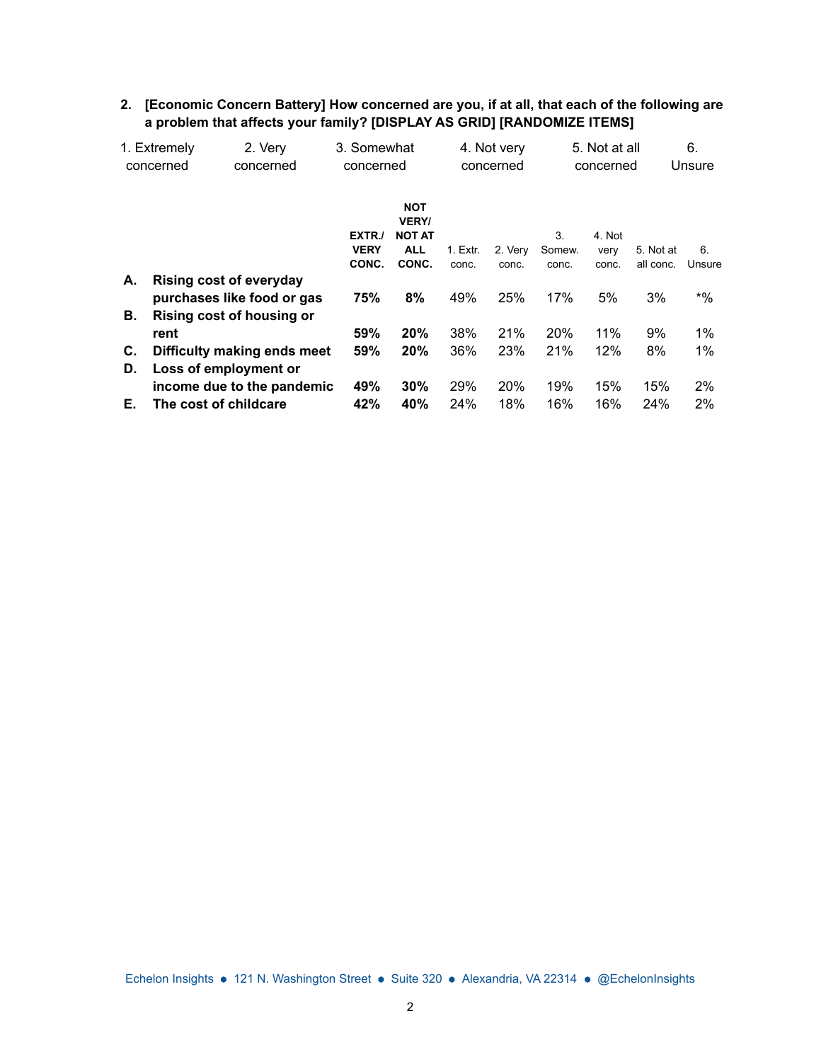**2. [Economic Concern Battery] How concerned are you, if at all, that each of the following are a problem that affects your family? [DISPLAY AS GRID] [RANDOMIZE ITEMS]**

1. Extremely concerned
2. Very concerned
3. Somewhat concerned
4. Not very concerned
5. Not at all concerned
6. Unsure

| | | EXTR./ VERY CONC. | NOT VERY/ NOT AT ALL CONC. | 1. Extr. conc. | 2. Very conc. | 3. Somew. conc. | 4. Not very conc. | 5. Not at all conc. | 6. Unsure |
|---|---|---|---|---|---|---|---|---|---|
| **A.** | **Rising cost of everyday purchases like food or gas** | **75%** | **8%** | 49% | 25% | 17% | 5% | 3% | *% |
| **B.** | **Rising cost of housing or rent** | **59%** | **20%** | 38% | 21% | 20% | 11% | 9% | 1% |
| **C.** | **Difficulty making ends meet** | **59%** | **20%** | 36% | 23% | 21% | 12% | 8% | 1% |
| **D.** | **Loss of employment or income due to the pandemic** | **49%** | **30%** | 29% | 20% | 19% | 15% | 15% | 2% |
| **E.** | **The cost of childcare** | **42%** | **40%** | 24% | 18% | 16% | 16% | 24% | 2% |

Echelon Insights • 121 N. Washington Street • Suite 320 • Alexandria, VA 22314 • @EchelonInsights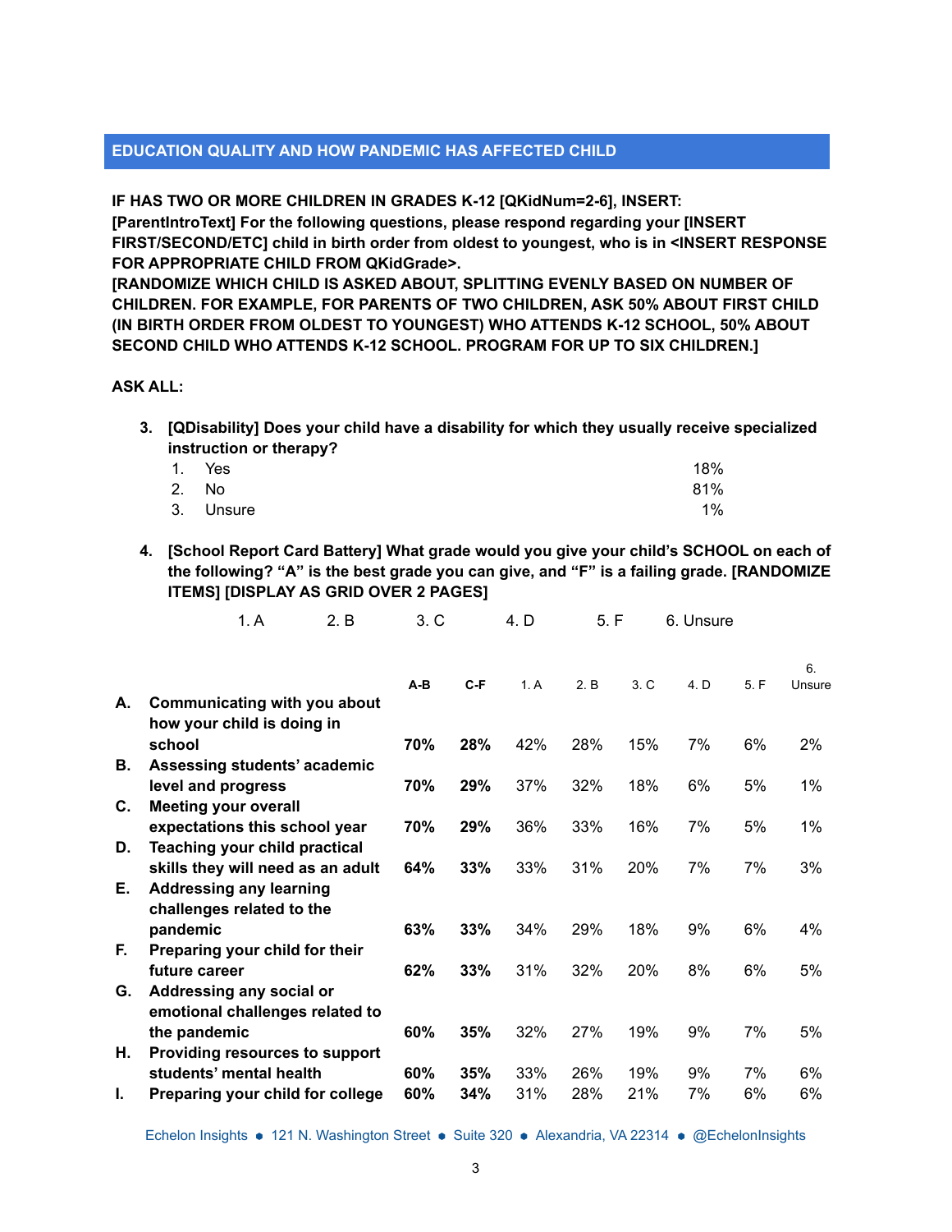## EDUCATION QUALITY AND HOW PANDEMIC HAS AFFECTED CHILD

**IF HAS TWO OR MORE CHILDREN IN GRADES K-12 [QKidNum=2-6], INSERT: [ParentIntroText] For the following questions, please respond regarding your [INSERT FIRST/SECOND/ETC] child in birth order from oldest to youngest, who is in <INSERT RESPONSE FOR APPROPRIATE CHILD FROM QKidGrade>. [RANDOMIZE WHICH CHILD IS ASKED ABOUT, SPLITTING EVENLY BASED ON NUMBER OF CHILDREN. FOR EXAMPLE, FOR PARENTS OF TWO CHILDREN, ASK 50% ABOUT FIRST CHILD (IN BIRTH ORDER FROM OLDEST TO YOUNGEST) WHO ATTENDS K-12 SCHOOL, 50% ABOUT SECOND CHILD WHO ATTENDS K-12 SCHOOL. PROGRAM FOR UP TO SIX CHILDREN.]**

**ASK ALL:**

3. **[QDisability] Does your child have a disability for which they usually receive specialized instruction or therapy?**

| | |
|---|---|
| 1. Yes | 18% |
| 2. No | 81% |
| 3. Unsure | 1% |

4. **[School Report Card Battery] What grade would you give your child's SCHOOL on each of the following? "A" is the best grade you can give, and "F" is a failing grade. [RANDOMIZE ITEMS] [DISPLAY AS GRID OVER 2 PAGES]**

1. A 2. B 3. C 4. D 5. F 6. Unsure

| | | A-B | C-F | 1. A | 2. B | 3. C | 4. D | 5. F | 6. Unsure |
|---|---|---|---|---|---|---|---|---|---|
| A. | Communicating with you about how your child is doing in school | **70%** | **28%** | 42% | 28% | 15% | 7% | 6% | 2% |
| B. | Assessing students' academic level and progress | **70%** | **29%** | 37% | 32% | 18% | 6% | 5% | 1% |
| C. | Meeting your overall expectations this school year | **70%** | **29%** | 36% | 33% | 16% | 7% | 5% | 1% |
| D. | Teaching your child practical skills they will need as an adult | **64%** | **33%** | 33% | 31% | 20% | 7% | 7% | 3% |
| E. | Addressing any learning challenges related to the pandemic | **63%** | **33%** | 34% | 29% | 18% | 9% | 6% | 4% |
| F. | Preparing your child for their future career | **62%** | **33%** | 31% | 32% | 20% | 8% | 6% | 5% |
| G. | Addressing any social or emotional challenges related to the pandemic | **60%** | **35%** | 32% | 27% | 19% | 9% | 7% | 5% |
| H. | Providing resources to support students' mental health | **60%** | **35%** | 33% | 26% | 19% | 9% | 7% | 6% |
| I. | Preparing your child for college | **60%** | **34%** | 31% | 28% | 21% | 7% | 6% | 6% |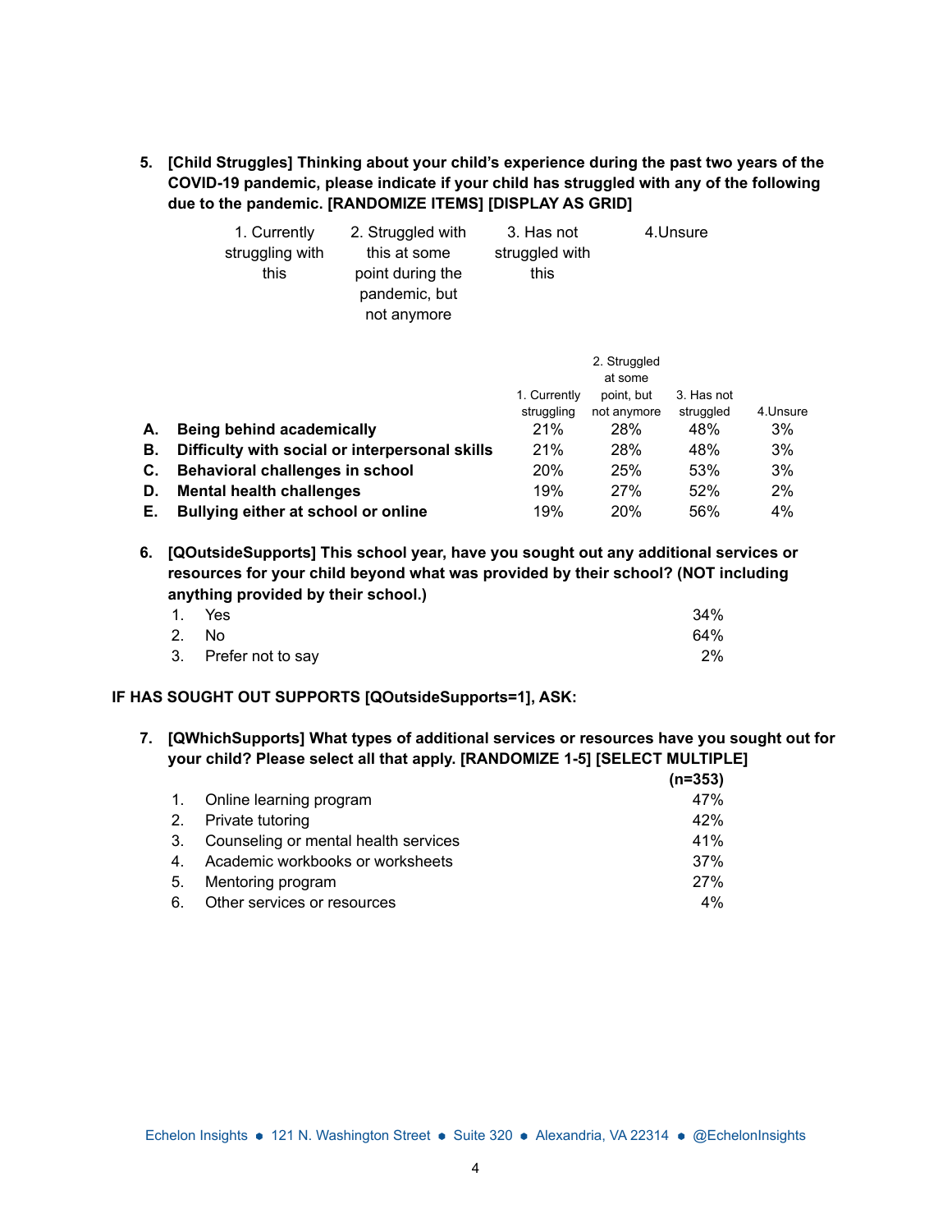5. **[Child Struggles] Thinking about your child's experience during the past two years of the COVID-19 pandemic, please indicate if your child has struggled with any of the following due to the pandemic. [RANDOMIZE ITEMS] [DISPLAY AS GRID]**

| 1. Currently struggling with this | 2. Struggled with this at some point during the pandemic, but not anymore | 3. Has not struggled with this | 4.Unsure |
|---|---|---|---|

| | | 1. Currently struggling | 2. Struggled at some point, but not anymore | 3. Has not struggled | 4.Unsure |
|---|---|---|---|---|---|
| **A.** | **Being behind academically** | 21% | 28% | 48% | 3% |
| **B.** | **Difficulty with social or interpersonal skills** | 21% | 28% | 48% | 3% |
| **C.** | **Behavioral challenges in school** | 20% | 25% | 53% | 3% |
| **D.** | **Mental health challenges** | 19% | 27% | 52% | 2% |
| **E.** | **Bullying either at school or online** | 19% | 20% | 56% | 4% |

6. **[QOutsideSupports] This school year, have you sought out any additional services or resources for your child beyond what was provided by their school? (NOT including anything provided by their school.)**

| | | |
|---|---|---|
| 1. | Yes | 34% |
| 2. | No | 64% |
| 3. | Prefer not to say | 2% |

**IF HAS SOUGHT OUT SUPPORTS [QOutsideSupports=1], ASK:**

7. **[QWhichSupports] What types of additional services or resources have you sought out for your child? Please select all that apply. [RANDOMIZE 1-5] [SELECT MULTIPLE]**

| | | **(n=353)** |
|---|---|---|
| 1. | Online learning program | 47% |
| 2. | Private tutoring | 42% |
| 3. | Counseling or mental health services | 41% |
| 4. | Academic workbooks or worksheets | 37% |
| 5. | Mentoring program | 27% |
| 6. | Other services or resources | 4% |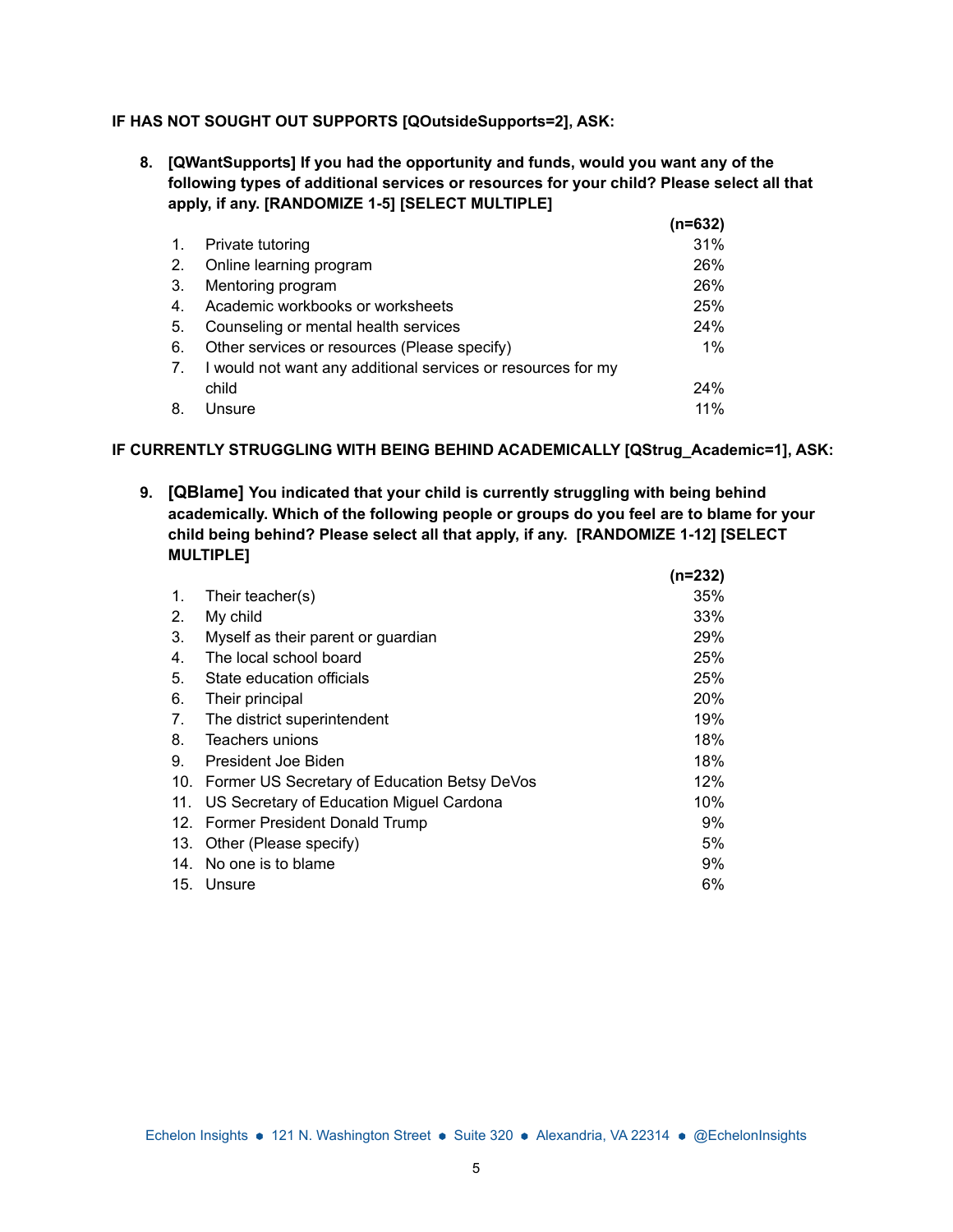**IF HAS NOT SOUGHT OUT SUPPORTS [QOutsideSupports=2], ASK:**

**8. [QWantSupports] If you had the opportunity and funds, would you want any of the following types of additional services or resources for your child? Please select all that apply, if any. [RANDOMIZE 1-5] [SELECT MULTIPLE]**

| | | (n=632) |
|---|---|---|
| 1. | Private tutoring | 31% |
| 2. | Online learning program | 26% |
| 3. | Mentoring program | 26% |
| 4. | Academic workbooks or worksheets | 25% |
| 5. | Counseling or mental health services | 24% |
| 6. | Other services or resources (Please specify) | 1% |
| 7. | I would not want any additional services or resources for my child | 24% |
| 8. | Unsure | 11% |

**IF CURRENTLY STRUGGLING WITH BEING BEHIND ACADEMICALLY [QStrug_Academic=1], ASK:**

**9. [QBlame] You indicated that your child is currently struggling with being behind academically. Which of the following people or groups do you feel are to blame for your child being behind? Please select all that apply, if any. [RANDOMIZE 1-12] [SELECT MULTIPLE]**

| | | (n=232) |
|---|---|---|
| 1. | Their teacher(s) | 35% |
| 2. | My child | 33% |
| 3. | Myself as their parent or guardian | 29% |
| 4. | The local school board | 25% |
| 5. | State education officials | 25% |
| 6. | Their principal | 20% |
| 7. | The district superintendent | 19% |
| 8. | Teachers unions | 18% |
| 9. | President Joe Biden | 18% |
| 10. | Former US Secretary of Education Betsy DeVos | 12% |
| 11. | US Secretary of Education Miguel Cardona | 10% |
| 12. | Former President Donald Trump | 9% |
| 13. | Other (Please specify) | 5% |
| 14. | No one is to blame | 9% |
| 15. | Unsure | 6% |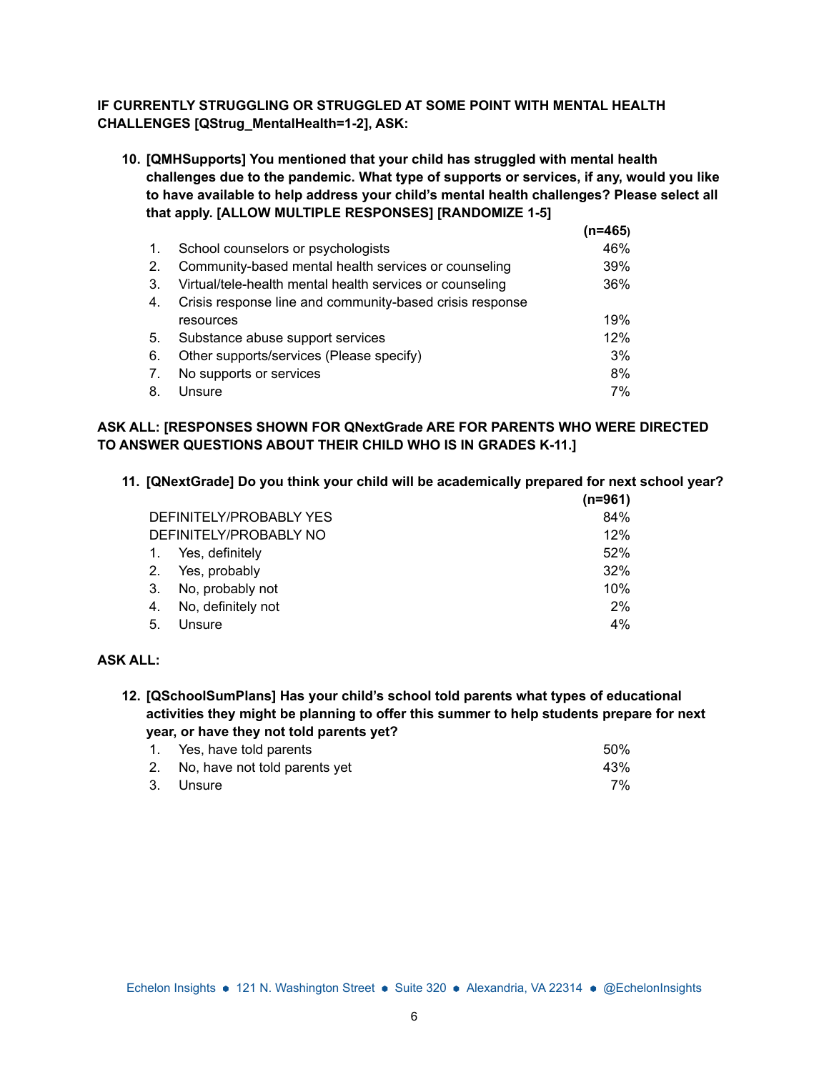**IF CURRENTLY STRUGGLING OR STRUGGLED AT SOME POINT WITH MENTAL HEALTH CHALLENGES [QStrug_MentalHealth=1-2], ASK:**

**10. [QMHSupports] You mentioned that your child has struggled with mental health challenges due to the pandemic. What type of supports or services, if any, would you like to have available to help address your child's mental health challenges? Please select all that apply. [ALLOW MULTIPLE RESPONSES] [RANDOMIZE 1-5]**

| | | (n=465) |
|---|---|---|
| 1. | School counselors or psychologists | 46% |
| 2. | Community-based mental health services or counseling | 39% |
| 3. | Virtual/tele-health mental health services or counseling | 36% |
| 4. | Crisis response line and community-based crisis response resources | 19% |
| 5. | Substance abuse support services | 12% |
| 6. | Other supports/services (Please specify) | 3% |
| 7. | No supports or services | 8% |
| 8. | Unsure | 7% |

**ASK ALL: [RESPONSES SHOWN FOR QNextGrade ARE FOR PARENTS WHO WERE DIRECTED TO ANSWER QUESTIONS ABOUT THEIR CHILD WHO IS IN GRADES K-11.]**

**11. [QNextGrade] Do you think your child will be academically prepared for next school year?**

| | | (n=961) |
|---|---|---|
| DEFINITELY/PROBABLY YES | | 84% |
| DEFINITELY/PROBABLY NO | | 12% |
| 1. | Yes, definitely | 52% |
| 2. | Yes, probably | 32% |
| 3. | No, probably not | 10% |
| 4. | No, definitely not | 2% |
| 5. | Unsure | 4% |

**ASK ALL:**

**12. [QSchoolSumPlans] Has your child's school told parents what types of educational activities they might be planning to offer this summer to help students prepare for next year, or have they not told parents yet?**

| | | |
|---|---|---|
| 1. | Yes, have told parents | 50% |
| 2. | No, have not told parents yet | 43% |
| 3. | Unsure | 7% |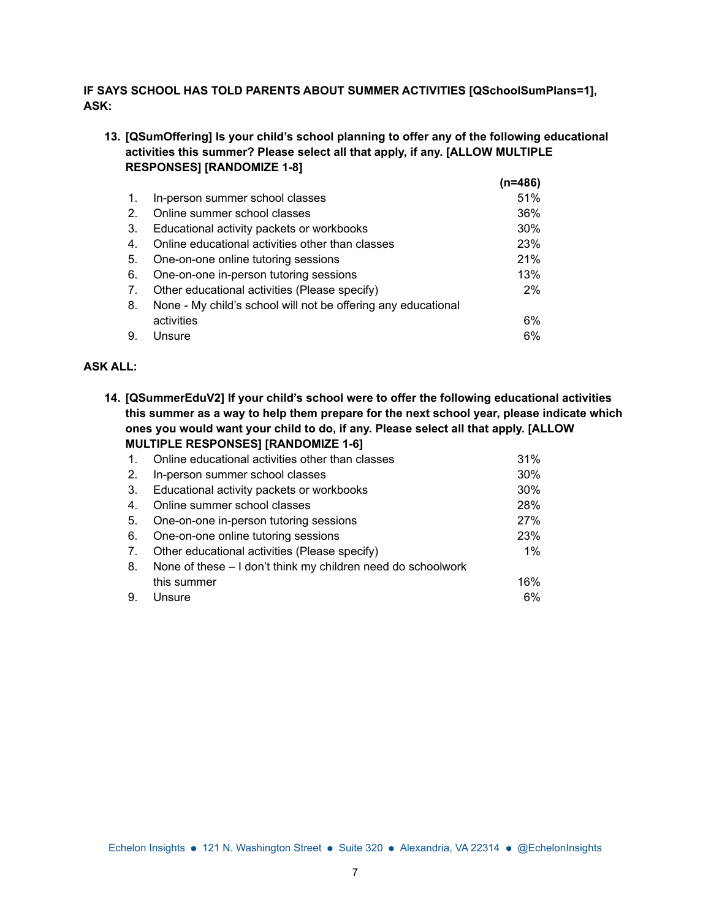**IF SAYS SCHOOL HAS TOLD PARENTS ABOUT SUMMER ACTIVITIES [QSchoolSumPlans=1], ASK:**

**13. [QSumOffering] Is your child's school planning to offer any of the following educational activities this summer? Please select all that apply, if any. [ALLOW MULTIPLE RESPONSES] [RANDOMIZE 1-8]**

| | | (n=486) |
|---|---|---|
| 1. | In-person summer school classes | 51% |
| 2. | Online summer school classes | 36% |
| 3. | Educational activity packets or workbooks | 30% |
| 4. | Online educational activities other than classes | 23% |
| 5. | One-on-one online tutoring sessions | 21% |
| 6. | One-on-one in-person tutoring sessions | 13% |
| 7. | Other educational activities (Please specify) | 2% |
| 8. | None - My child's school will not be offering any educational activities | 6% |
| 9. | Unsure | 6% |

**ASK ALL:**

**14. [QSummerEduV2] If your child's school were to offer the following educational activities this summer as a way to help them prepare for the next school year, please indicate which ones you would want your child to do, if any. Please select all that apply. [ALLOW MULTIPLE RESPONSES] [RANDOMIZE 1-6]**

| | | |
|---|---|---|
| 1. | Online educational activities other than classes | 31% |
| 2. | In-person summer school classes | 30% |
| 3. | Educational activity packets or workbooks | 30% |
| 4. | Online summer school classes | 28% |
| 5. | One-on-one in-person tutoring sessions | 27% |
| 6. | One-on-one online tutoring sessions | 23% |
| 7. | Other educational activities (Please specify) | 1% |
| 8. | None of these – I don't think my children need do schoolwork this summer | 16% |
| 9. | Unsure | 6% |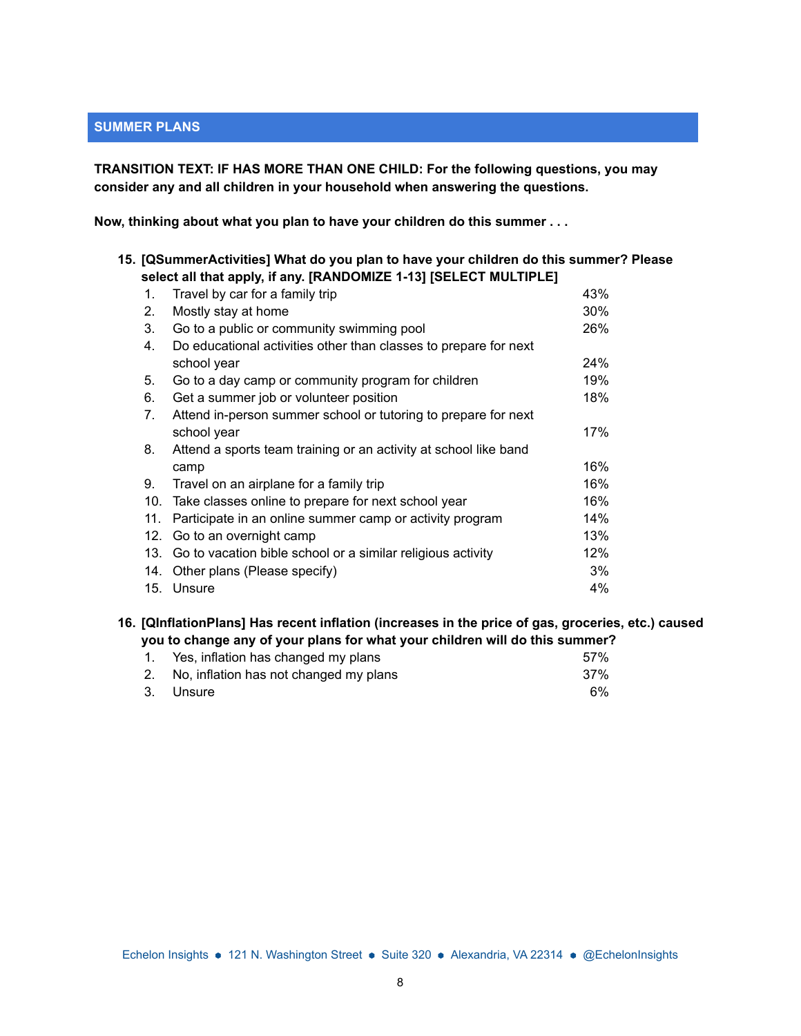## SUMMER PLANS

**TRANSITION TEXT: IF HAS MORE THAN ONE CHILD: For the following questions, you may consider any and all children in your household when answering the questions.**

**Now, thinking about what you plan to have your children do this summer . . .**

**15. [QSummerActivities] What do you plan to have your children do this summer? Please select all that apply, if any. [RANDOMIZE 1-13] [SELECT MULTIPLE]**

| | | |
|---|---|---|
| 1. | Travel by car for a family trip | 43% |
| 2. | Mostly stay at home | 30% |
| 3. | Go to a public or community swimming pool | 26% |
| 4. | Do educational activities other than classes to prepare for next school year | 24% |
| 5. | Go to a day camp or community program for children | 19% |
| 6. | Get a summer job or volunteer position | 18% |
| 7. | Attend in-person summer school or tutoring to prepare for next school year | 17% |
| 8. | Attend a sports team training or an activity at school like band camp | 16% |
| 9. | Travel on an airplane for a family trip | 16% |
| 10. | Take classes online to prepare for next school year | 16% |
| 11. | Participate in an online summer camp or activity program | 14% |
| 12. | Go to an overnight camp | 13% |
| 13. | Go to vacation bible school or a similar religious activity | 12% |
| 14. | Other plans (Please specify) | 3% |
| 15. | Unsure | 4% |

**16. [QInflationPlans] Has recent inflation (increases in the price of gas, groceries, etc.) caused you to change any of your plans for what your children will do this summer?**

| | | |
|---|---|---|
| 1. | Yes, inflation has changed my plans | 57% |
| 2. | No, inflation has not changed my plans | 37% |
| 3. | Unsure | 6% |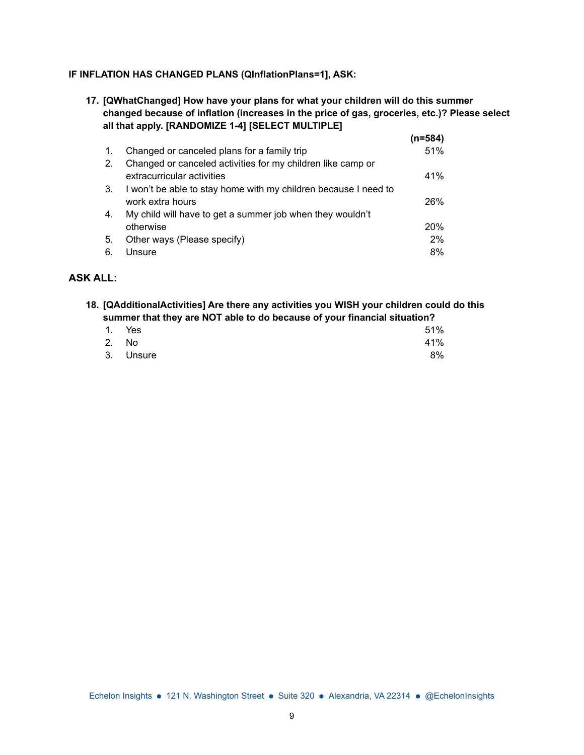**IF INFLATION HAS CHANGED PLANS (QInflationPlans=1], ASK:**

**17. [QWhatChanged] How have your plans for what your children will do this summer changed because of inflation (increases in the price of gas, groceries, etc.)? Please select all that apply. [RANDOMIZE 1-4] [SELECT MULTIPLE]**

| | | **(n=584)** |
|---|---|---|
| 1. | Changed or canceled plans for a family trip | 51% |
| 2. | Changed or canceled activities for my children like camp or extracurricular activities | 41% |
| 3. | I won't be able to stay home with my children because I need to work extra hours | 26% |
| 4. | My child will have to get a summer job when they wouldn't otherwise | 20% |
| 5. | Other ways (Please specify) | 2% |
| 6. | Unsure | 8% |

## ASK ALL:

**18. [QAdditionalActivities] Are there any activities you WISH your children could do this summer that they are NOT able to do because of your financial situation?**

| | | |
|---|---|---|
| 1. | Yes | 51% |
| 2. | No | 41% |
| 3. | Unsure | 8% |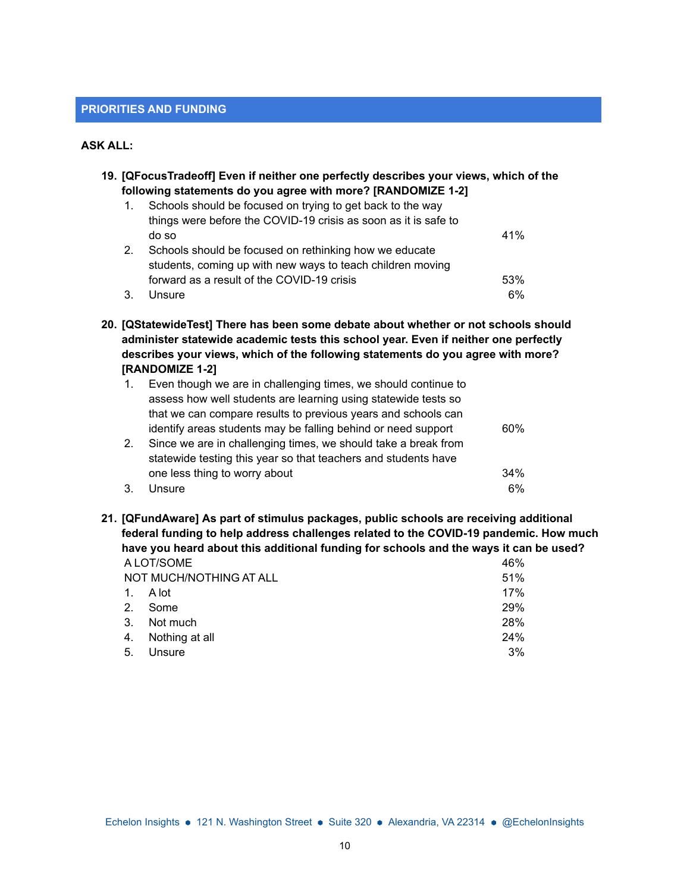## PRIORITIES AND FUNDING

**ASK ALL:**

**19. [QFocusTradeoff] Even if neither one perfectly describes your views, which of the following statements do you agree with more? [RANDOMIZE 1-2]**

| | | |
|---|---|---|
| 1. | Schools should be focused on trying to get back to the way things were before the COVID-19 crisis as soon as it is safe to do so | 41% |
| 2. | Schools should be focused on rethinking how we educate students, coming up with new ways to teach children moving forward as a result of the COVID-19 crisis | 53% |
| 3. | Unsure | 6% |

**20. [QStatewideTest] There has been some debate about whether or not schools should administer statewide academic tests this school year. Even if neither one perfectly describes your views, which of the following statements do you agree with more? [RANDOMIZE 1-2]**

| | | |
|---|---|---|
| 1. | Even though we are in challenging times, we should continue to assess how well students are learning using statewide tests so that we can compare results to previous years and schools can identify areas students may be falling behind or need support | 60% |
| 2. | Since we are in challenging times, we should take a break from statewide testing this year so that teachers and students have one less thing to worry about | 34% |
| 3. | Unsure | 6% |

**21. [QFundAware] As part of stimulus packages, public schools are receiving additional federal funding to help address challenges related to the COVID-19 pandemic. How much have you heard about this additional funding for schools and the ways it can be used?**

| | | |
|---|---|---|
| A LOT/SOME | | 46% |
| NOT MUCH/NOTHING AT ALL | | 51% |
| 1. | A lot | 17% |
| 2. | Some | 29% |
| 3. | Not much | 28% |
| 4. | Nothing at all | 24% |
| 5. | Unsure | 3% |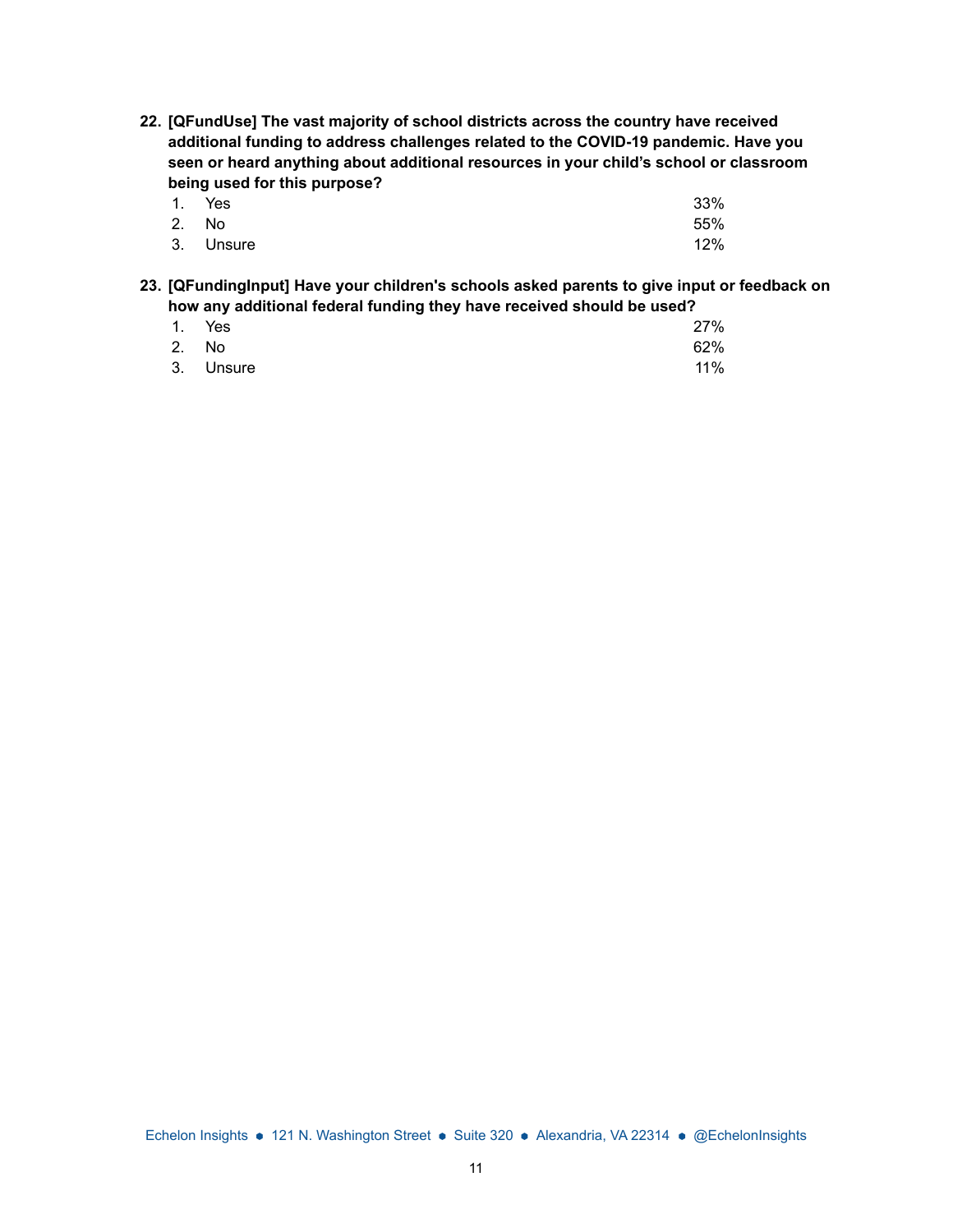**22. [QFundUse] The vast majority of school districts across the country have received additional funding to address challenges related to the COVID-19 pandemic. Have you seen or heard anything about additional resources in your child's school or classroom being used for this purpose?**

| | | |
|---|---|---|
| 1. | Yes | 33% |
| 2. | No | 55% |
| 3. | Unsure | 12% |

**23. [QFundingInput] Have your children's schools asked parents to give input or feedback on how any additional federal funding they have received should be used?**

| | | |
|---|---|---|
| 1. | Yes | 27% |
| 2. | No | 62% |
| 3. | Unsure | 11% |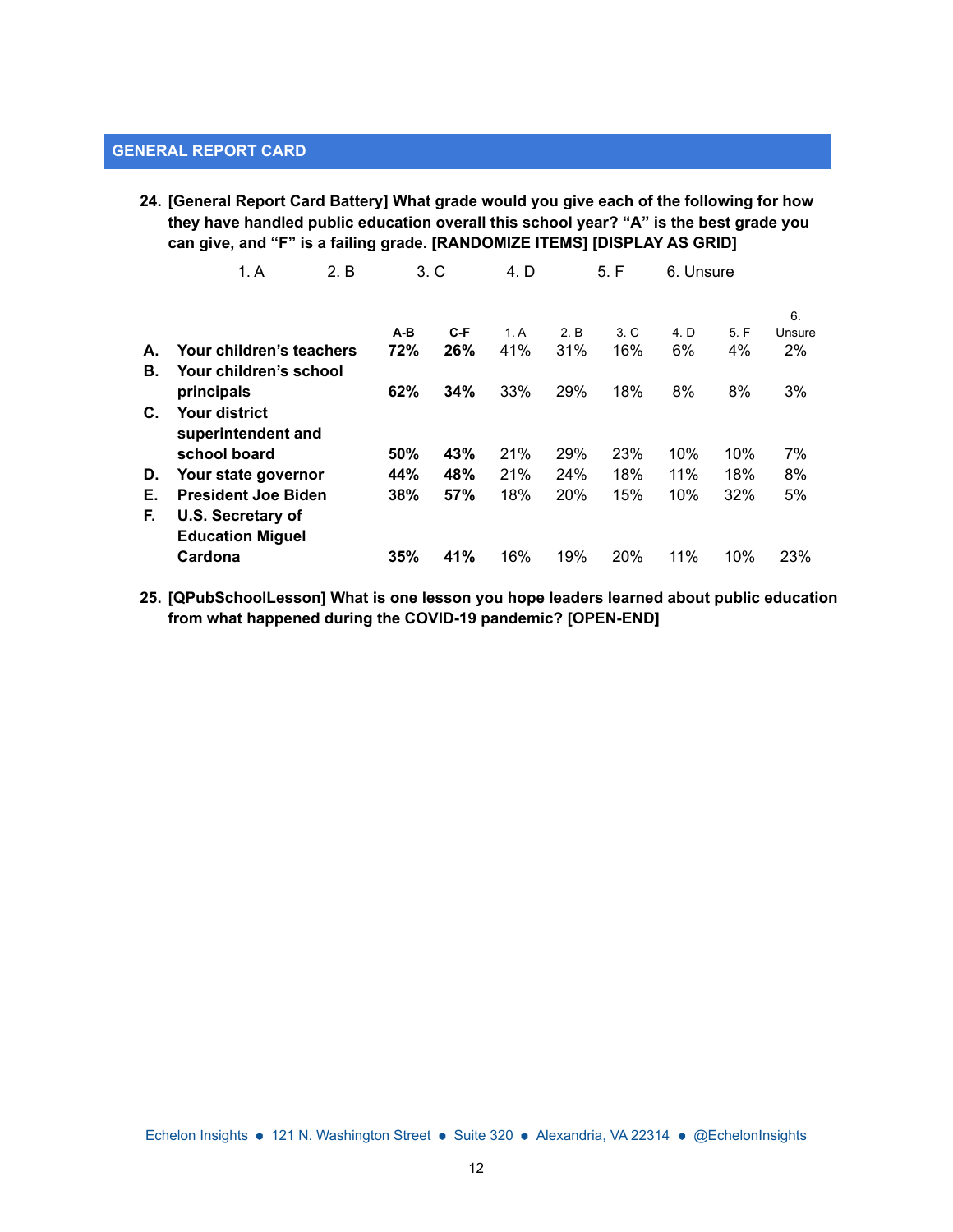## GENERAL REPORT CARD

**24. [General Report Card Battery] What grade would you give each of the following for how they have handled public education overall this school year? "A" is the best grade you can give, and "F" is a failing grade. [RANDOMIZE ITEMS] [DISPLAY AS GRID]**

1. A   2. B   3. C   4. D   5. F   6. Unsure

| | | **A-B** | **C-F** | 1. A | 2. B | 3. C | 4. D | 5. F | 6. Unsure |
|---|---|---|---|---|---|---|---|---|---|
| **A.** | **Your children's teachers** | **72%** | **26%** | 41% | 31% | 16% | 6% | 4% | 2% |
| **B.** | **Your children's school principals** | **62%** | **34%** | 33% | 29% | 18% | 8% | 8% | 3% |
| **C.** | **Your district superintendent and school board** | **50%** | **43%** | 21% | 29% | 23% | 10% | 10% | 7% |
| **D.** | **Your state governor** | **44%** | **48%** | 21% | 24% | 18% | 11% | 18% | 8% |
| **E.** | **President Joe Biden** | **38%** | **57%** | 18% | 20% | 15% | 10% | 32% | 5% |
| **F.** | **U.S. Secretary of Education Miguel Cardona** | **35%** | **41%** | 16% | 19% | 20% | 11% | 10% | 23% |

**25. [QPubSchoolLesson] What is one lesson you hope leaders learned about public education from what happened during the COVID-19 pandemic? [OPEN-END]**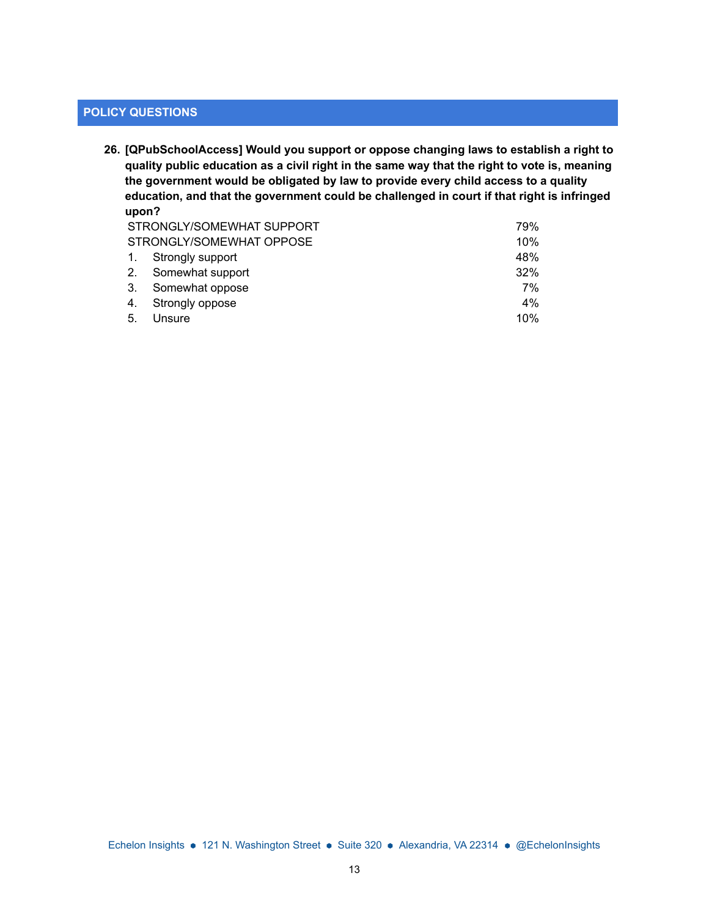## POLICY QUESTIONS

**26. [QPubSchoolAccess] Would you support or oppose changing laws to establish a right to quality public education as a civil right in the same way that the right to vote is, meaning the government would be obligated by law to provide every child access to a quality education, and that the government could be challenged in court if that right is infringed upon?**

| | |
|---|---|
| STRONGLY/SOMEWHAT SUPPORT | 79% |
| STRONGLY/SOMEWHAT OPPOSE | 10% |
| 1. Strongly support | 48% |
| 2. Somewhat support | 32% |
| 3. Somewhat oppose | 7% |
| 4. Strongly oppose | 4% |
| 5. Unsure | 10% |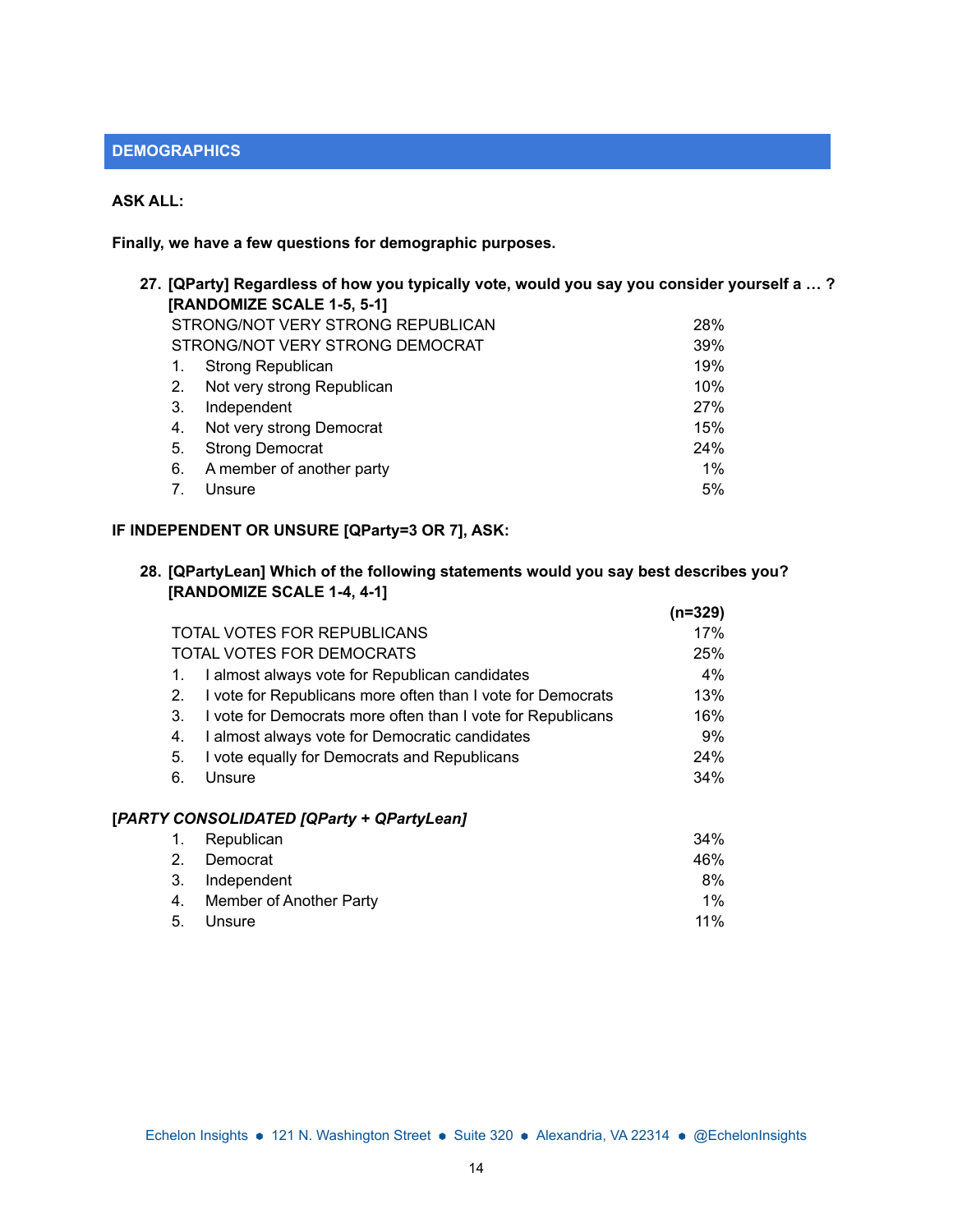## DEMOGRAPHICS

**ASK ALL:**

**Finally, we have a few questions for demographic purposes.**

**27. [QParty] Regardless of how you typically vote, would you say you consider yourself a … ? [RANDOMIZE SCALE 1-5, 5-1]**

| | |
|---|---|
| STRONG/NOT VERY STRONG REPUBLICAN | 28% |
| STRONG/NOT VERY STRONG DEMOCRAT | 39% |
| 1. Strong Republican | 19% |
| 2. Not very strong Republican | 10% |
| 3. Independent | 27% |
| 4. Not very strong Democrat | 15% |
| 5. Strong Democrat | 24% |
| 6. A member of another party | 1% |
| 7. Unsure | 5% |

**IF INDEPENDENT OR UNSURE [QParty=3 OR 7], ASK:**

**28. [QPartyLean] Which of the following statements would you say best describes you? [RANDOMIZE SCALE 1-4, 4-1]**

| | **(n=329)** |
|---|---|
| TOTAL VOTES FOR REPUBLICANS | 17% |
| TOTAL VOTES FOR DEMOCRATS | 25% |
| 1. I almost always vote for Republican candidates | 4% |
| 2. I vote for Republicans more often than I vote for Democrats | 13% |
| 3. I vote for Democrats more often than I vote for Republicans | 16% |
| 4. I almost always vote for Democratic candidates | 9% |
| 5. I vote equally for Democrats and Republicans | 24% |
| 6. Unsure | 34% |

***[PARTY CONSOLIDATED [QParty + QPartyLean]***

| | |
|---|---|
| 1. Republican | 34% |
| 2. Democrat | 46% |
| 3. Independent | 8% |
| 4. Member of Another Party | 1% |
| 5. Unsure | 11% |

Echelon Insights ● 121 N. Washington Street ● Suite 320 ● Alexandria, VA 22314 ● @EchelonInsights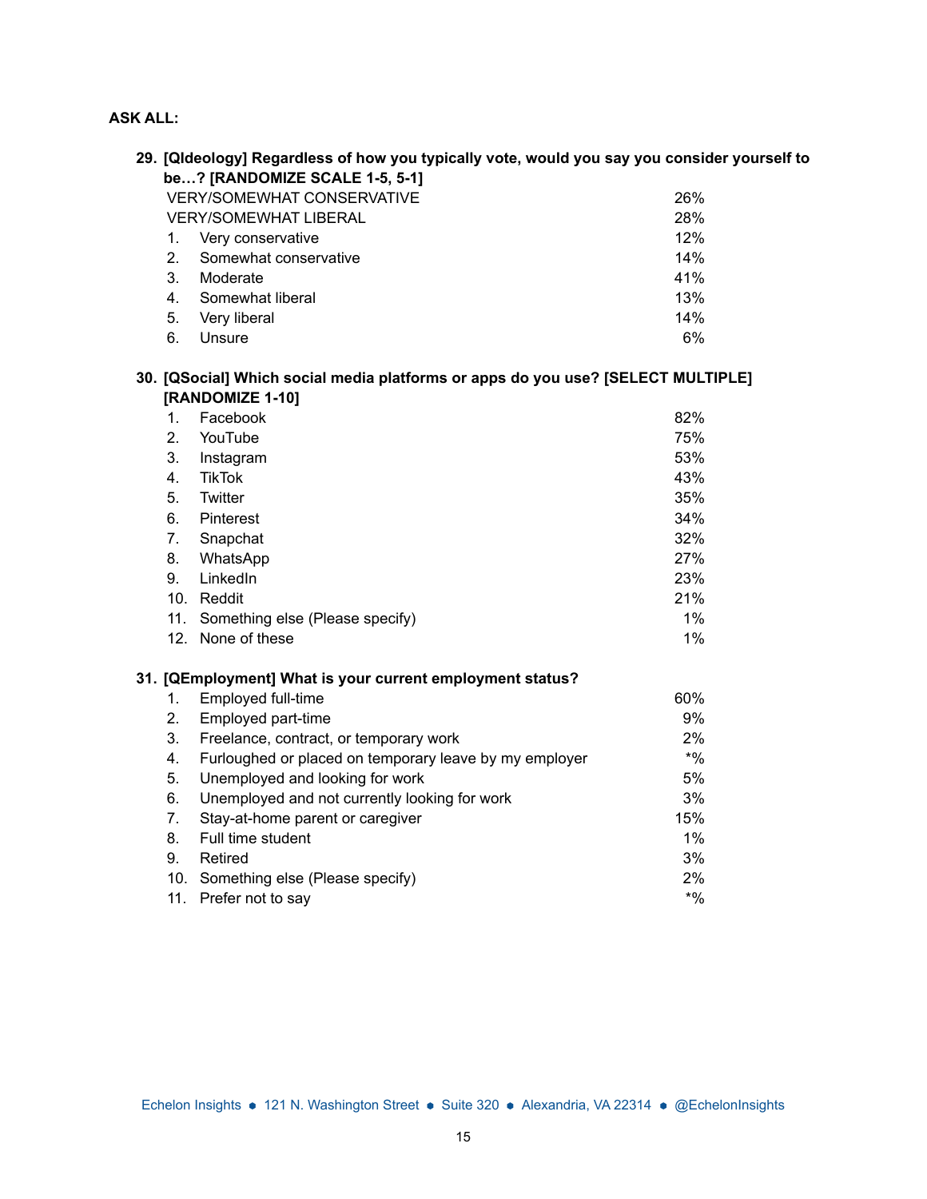**ASK ALL:**

**29. [QIdeology] Regardless of how you typically vote, would you say you consider yourself to be…? [RANDOMIZE SCALE 1-5, 5-1]**

| | |
|---|---|
| VERY/SOMEWHAT CONSERVATIVE | 26% |
| VERY/SOMEWHAT LIBERAL | 28% |
| 1. Very conservative | 12% |
| 2. Somewhat conservative | 14% |
| 3. Moderate | 41% |
| 4. Somewhat liberal | 13% |
| 5. Very liberal | 14% |
| 6. Unsure | 6% |

**30. [QSocial] Which social media platforms or apps do you use? [SELECT MULTIPLE] [RANDOMIZE 1-10]**

| | |
|---|---|
| 1. Facebook | 82% |
| 2. YouTube | 75% |
| 3. Instagram | 53% |
| 4. TikTok | 43% |
| 5. Twitter | 35% |
| 6. Pinterest | 34% |
| 7. Snapchat | 32% |
| 8. WhatsApp | 27% |
| 9. LinkedIn | 23% |
| 10. Reddit | 21% |
| 11. Something else (Please specify) | 1% |
| 12. None of these | 1% |

**31. [QEmployment] What is your current employment status?**

| | |
|---|---|
| 1. Employed full-time | 60% |
| 2. Employed part-time | 9% |
| 3. Freelance, contract, or temporary work | 2% |
| 4. Furloughed or placed on temporary leave by my employer | *% |
| 5. Unemployed and looking for work | 5% |
| 6. Unemployed and not currently looking for work | 3% |
| 7. Stay-at-home parent or caregiver | 15% |
| 8. Full time student | 1% |
| 9. Retired | 3% |
| 10. Something else (Please specify) | 2% |
| 11. Prefer not to say | *% |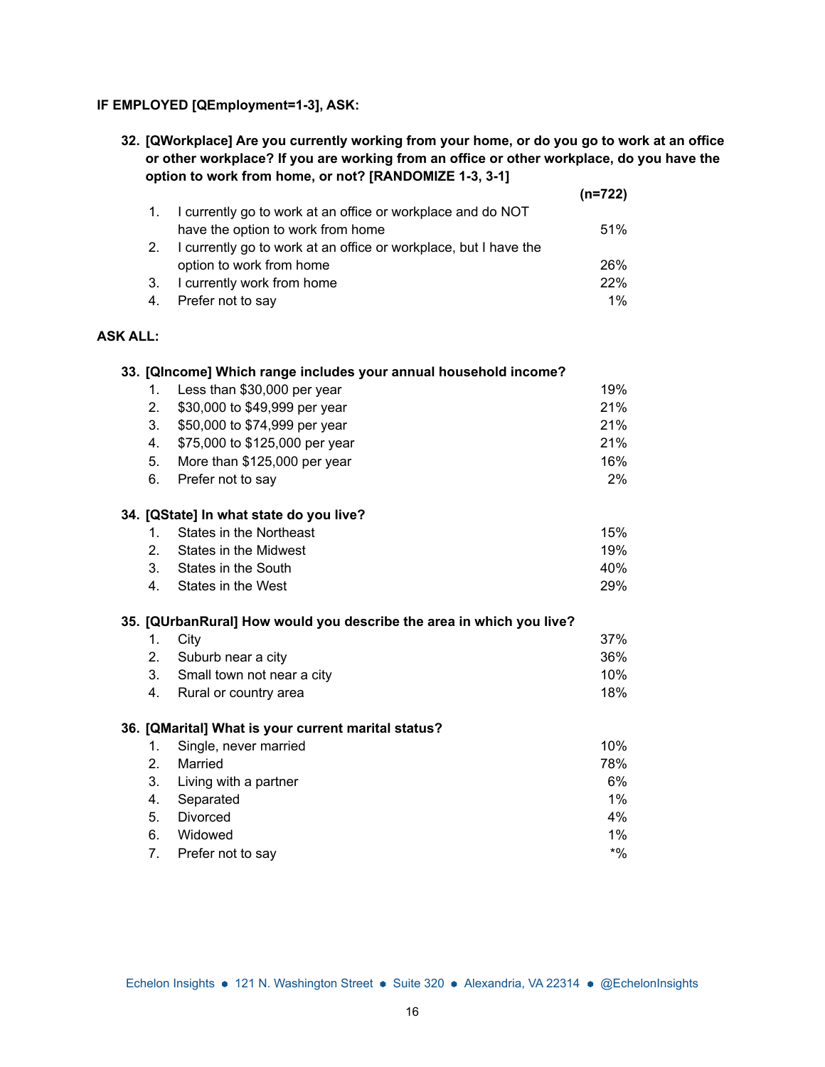**IF EMPLOYED [QEmployment=1-3], ASK:**

**32. [QWorkplace] Are you currently working from your home, or do you go to work at an office or other workplace? If you are working from an office or other workplace, do you have the option to work from home, or not? [RANDOMIZE 1-3, 3-1]**

| | | (n=722) |
|---|---|---|
| 1. | I currently go to work at an office or workplace and do NOT have the option to work from home | 51% |
| 2. | I currently go to work at an office or workplace, but I have the option to work from home | 26% |
| 3. | I currently work from home | 22% |
| 4. | Prefer not to say | 1% |

**ASK ALL:**

**33. [QIncome] Which range includes your annual household income?**

| | | |
|---|---|---|
| 1. | Less than $30,000 per year | 19% |
| 2. | $30,000 to $49,999 per year | 21% |
| 3. | $50,000 to $74,999 per year | 21% |
| 4. | $75,000 to $125,000 per year | 21% |
| 5. | More than $125,000 per year | 16% |
| 6. | Prefer not to say | 2% |

**34. [QState] In what state do you live?**

| | | |
|---|---|---|
| 1. | States in the Northeast | 15% |
| 2. | States in the Midwest | 19% |
| 3. | States in the South | 40% |
| 4. | States in the West | 29% |

**35. [QUrbanRural] How would you describe the area in which you live?**

| | | |
|---|---|---|
| 1. | City | 37% |
| 2. | Suburb near a city | 36% |
| 3. | Small town not near a city | 10% |
| 4. | Rural or country area | 18% |

**36. [QMarital] What is your current marital status?**

| | | |
|---|---|---|
| 1. | Single, never married | 10% |
| 2. | Married | 78% |
| 3. | Living with a partner | 6% |
| 4. | Separated | 1% |
| 5. | Divorced | 4% |
| 6. | Widowed | 1% |
| 7. | Prefer not to say | *% |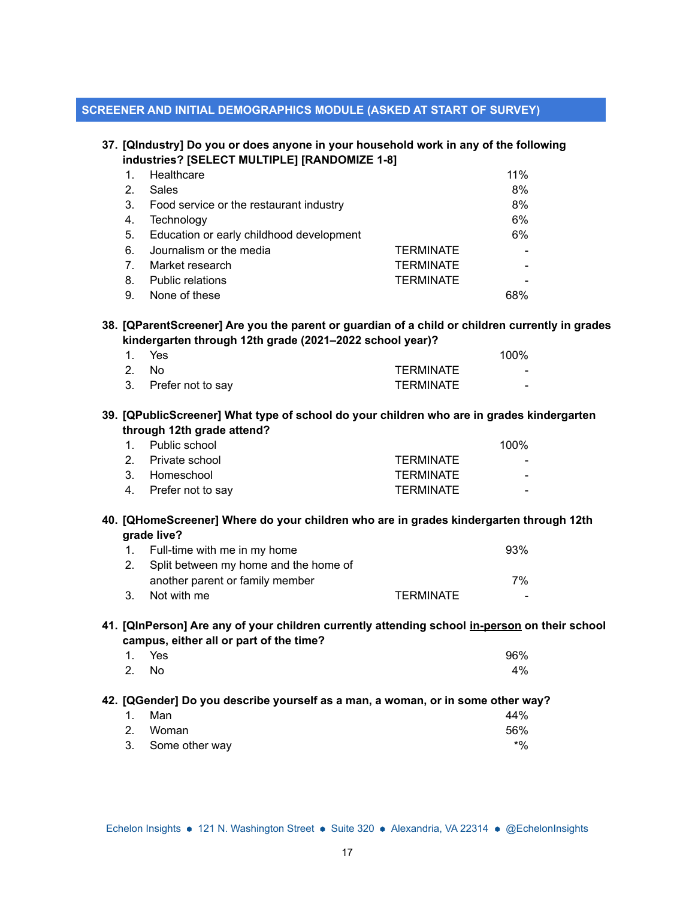## SCREENER AND INITIAL DEMOGRAPHICS MODULE (ASKED AT START OF SURVEY)

**37. [QIndustry] Do you or does anyone in your household work in any of the following industries? [SELECT MULTIPLE] [RANDOMIZE 1-8]**

| | | | |
|---|---|---|---|
| 1. | Healthcare | | 11% |
| 2. | Sales | | 8% |
| 3. | Food service or the restaurant industry | | 8% |
| 4. | Technology | | 6% |
| 5. | Education or early childhood development | | 6% |
| 6. | Journalism or the media | TERMINATE | - |
| 7. | Market research | TERMINATE | - |
| 8. | Public relations | TERMINATE | - |
| 9. | None of these | | 68% |

**38. [QParentScreener] Are you the parent or guardian of a child or children currently in grades kindergarten through 12th grade (2021–2022 school year)?**

| | | | |
|---|---|---|---|
| 1. | Yes | | 100% |
| 2. | No | TERMINATE | - |
| 3. | Prefer not to say | TERMINATE | - |

**39. [QPublicScreener] What type of school do your children who are in grades kindergarten through 12th grade attend?**

| | | | |
|---|---|---|---|
| 1. | Public school | | 100% |
| 2. | Private school | TERMINATE | - |
| 3. | Homeschool | TERMINATE | - |
| 4. | Prefer not to say | TERMINATE | - |

**40. [QHomeScreener] Where do your children who are in grades kindergarten through 12th grade live?**

| | | | |
|---|---|---|---|
| 1. | Full-time with me in my home | | 93% |
| 2. | Split between my home and the home of another parent or family member | | 7% |
| 3. | Not with me | TERMINATE | - |

**41. [QInPerson] Are any of your children currently attending school <u>in-person</u> on their school campus, either all or part of the time?**

| | | |
|---|---|---|
| 1. | Yes | 96% |
| 2. | No | 4% |

**42. [QGender] Do you describe yourself as a man, a woman, or in some other way?**

| | | |
|---|---|---|
| 1. | Man | 44% |
| 2. | Woman | 56% |
| 3. | Some other way | *% |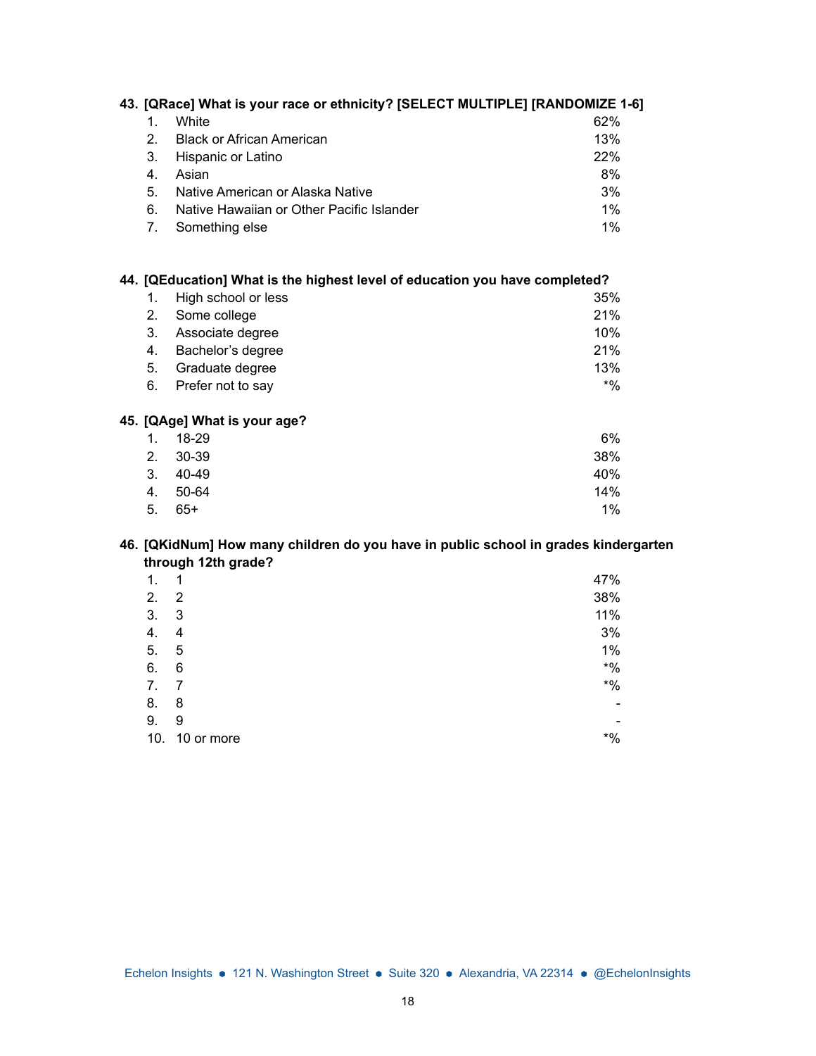**43. [QRace] What is your race or ethnicity? [SELECT MULTIPLE] [RANDOMIZE 1-6]**

| | | |
|---|---|---|
| 1. | White | 62% |
| 2. | Black or African American | 13% |
| 3. | Hispanic or Latino | 22% |
| 4. | Asian | 8% |
| 5. | Native American or Alaska Native | 3% |
| 6. | Native Hawaiian or Other Pacific Islander | 1% |
| 7. | Something else | 1% |

**44. [QEducation] What is the highest level of education you have completed?**

| | | |
|---|---|---|
| 1. | High school or less | 35% |
| 2. | Some college | 21% |
| 3. | Associate degree | 10% |
| 4. | Bachelor's degree | 21% |
| 5. | Graduate degree | 13% |
| 6. | Prefer not to say | *% |

**45. [QAge] What is your age?**

| | | |
|---|---|---|
| 1. | 18-29 | 6% |
| 2. | 30-39 | 38% |
| 3. | 40-49 | 40% |
| 4. | 50-64 | 14% |
| 5. | 65+ | 1% |

**46. [QKidNum] How many children do you have in public school in grades kindergarten through 12th grade?**

| | | |
|---|---|---|
| 1. | 1 | 47% |
| 2. | 2 | 38% |
| 3. | 3 | 11% |
| 4. | 4 | 3% |
| 5. | 5 | 1% |
| 6. | 6 | *% |
| 7. | 7 | *% |
| 8. | 8 | - |
| 9. | 9 | - |
| 10. | 10 or more | *% |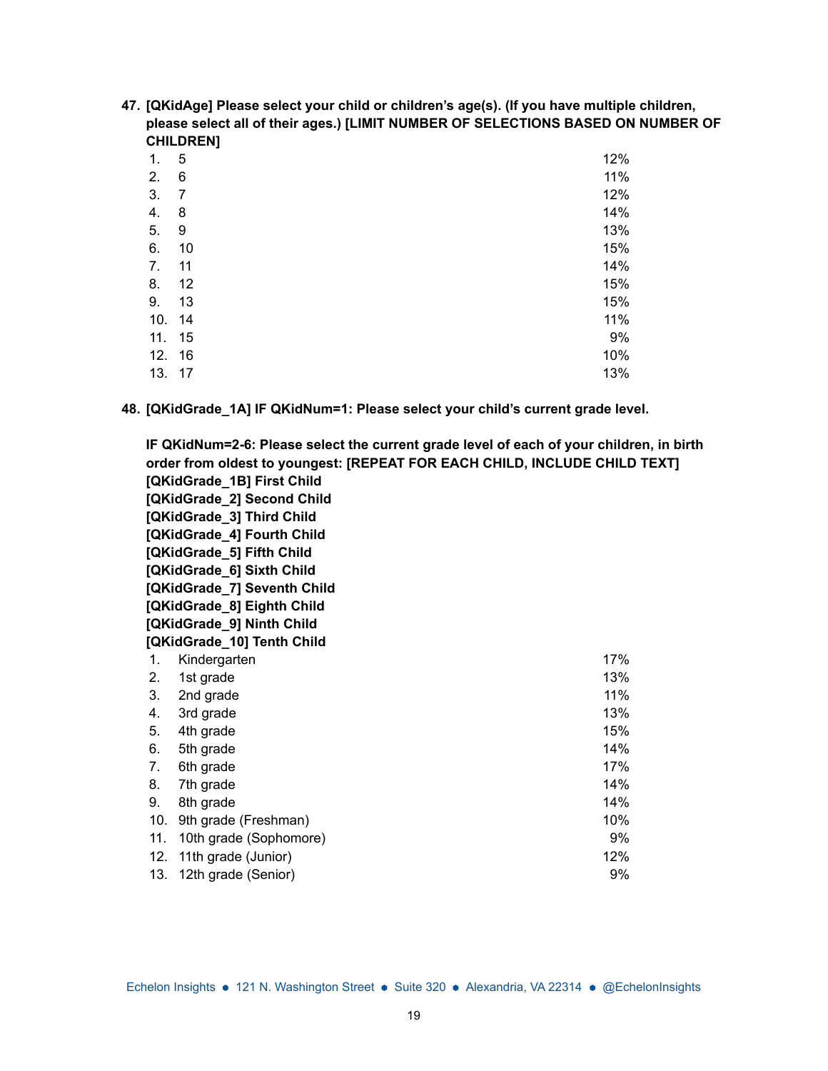**47. [QKidAge] Please select your child or children's age(s). (If you have multiple children, please select all of their ages.) [LIMIT NUMBER OF SELECTIONS BASED ON NUMBER OF CHILDREN]**

| | | |
|---|---|---|
| 1. | 5 | 12% |
| 2. | 6 | 11% |
| 3. | 7 | 12% |
| 4. | 8 | 14% |
| 5. | 9 | 13% |
| 6. | 10 | 15% |
| 7. | 11 | 14% |
| 8. | 12 | 15% |
| 9. | 13 | 15% |
| 10. | 14 | 11% |
| 11. | 15 | 9% |
| 12. | 16 | 10% |
| 13. | 17 | 13% |

**48. [QKidGrade_1A] IF QKidNum=1: Please select your child's current grade level.**

**IF QKidNum=2-6: Please select the current grade level of each of your children, in birth order from oldest to youngest: [REPEAT FOR EACH CHILD, INCLUDE CHILD TEXT]**
**[QKidGrade_1B] First Child**
**[QKidGrade_2] Second Child**
**[QKidGrade_3] Third Child**
**[QKidGrade_4] Fourth Child**
**[QKidGrade_5] Fifth Child**
**[QKidGrade_6] Sixth Child**
**[QKidGrade_7] Seventh Child**
**[QKidGrade_8] Eighth Child**
**[QKidGrade_9] Ninth Child**
**[QKidGrade_10] Tenth Child**

| | | |
|---|---|---|
| 1. | Kindergarten | 17% |
| 2. | 1st grade | 13% |
| 3. | 2nd grade | 11% |
| 4. | 3rd grade | 13% |
| 5. | 4th grade | 15% |
| 6. | 5th grade | 14% |
| 7. | 6th grade | 17% |
| 8. | 7th grade | 14% |
| 9. | 8th grade | 14% |
| 10. | 9th grade (Freshman) | 10% |
| 11. | 10th grade (Sophomore) | 9% |
| 12. | 11th grade (Junior) | 12% |
| 13. | 12th grade (Senior) | 9% |